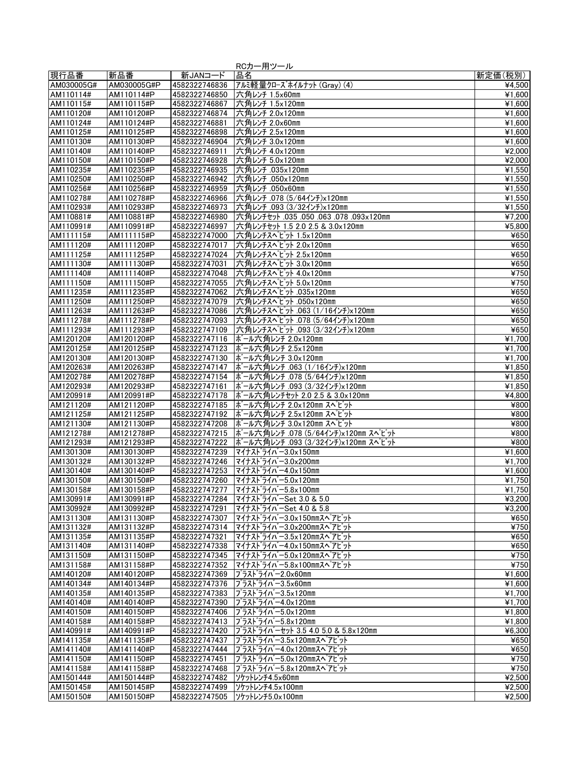RCカー用ツール

| 現行品番 | 新品番 | 新JANコード | 品名 | 新定価(税別) |
|---|---|---|---|---|
| AM030005G# | AM030005G#P | 4582322746836 | ｱﾙﾐ軽量ｸﾛｰｽﾞﾎｲﾙﾅｯﾄ (Gray) (4) | ¥4,500 |
| AM110114# | AM110114#P | 4582322746850 | 六角レンチ 1.5x60mm | ¥1,600 |
| AM110115# | AM110115#P | 4582322746867 | 六角レンチ 1.5x120mm | ¥1,600 |
| AM110120# | AM110120#P | 4582322746874 | 六角レンチ 2.0x120mm | ¥1,600 |
| AM110124# | AM110124#P | 4582322746881 | 六角レンチ 2.0x60mm | ¥1,600 |
| AM110125# | AM110125#P | 4582322746898 | 六角レンチ 2.5x120mm | ¥1,600 |
| AM110130# | AM110130#P | 4582322746904 | 六角レンチ 3.0x120mm | ¥1,600 |
| AM110140# | AM110140#P | 4582322746911 | 六角レンチ 4.0x120mm | ¥2,000 |
| AM110150# | AM110150#P | 4582322746928 | 六角レンチ 5.0x120mm | ¥2,000 |
| AM110235# | AM110235#P | 4582322746935 | 六角レンチ .035x120mm | ¥1,550 |
| AM110250# | AM110250#P | 4582322746942 | 六角レンチ .050x120mm | ¥1,550 |
| AM110256# | AM110256#P | 4582322746959 | 六角レンチ .050x60mm | ¥1,550 |
| AM110278# | AM110278#P | 4582322746966 | 六角レンチ .078 (5/64ｲﾝﾁ)x120mm | ¥1,550 |
| AM110293# | AM110293#P | 4582322746973 | 六角レンチ .093 (3/32ｲﾝﾁ)x120mm | ¥1,550 |
| AM110881# | AM110881#P | 4582322746980 | 六角レンチセット .035 .050 .063 .078 .093x120mm | ¥7,200 |
| AM110991# | AM110991#P | 4582322746997 | 六角レンチセット 1.5 2.0 2.5 & 3.0x120mm | ¥5,800 |
| AM111115# | AM111115#P | 4582322747000 | 六角レンチスペﾋﾞｯﾄ 1.5x120mm | ¥650 |
| AM111120# | AM111120#P | 4582322747017 | 六角レンチスペﾋﾞｯﾄ 2.0x120mm | ¥650 |
| AM111125# | AM111125#P | 4582322747024 | 六角レンチスペﾋﾞｯﾄ 2.5x120mm | ¥650 |
| AM111130# | AM111130#P | 4582322747031 | 六角レンチスペﾋﾞｯﾄ 3.0x120mm | ¥650 |
| AM111140# | AM111140#P | 4582322747048 | 六角レンチスペﾋﾞｯﾄ 4.0x120mm | ¥750 |
| AM111150# | AM111150#P | 4582322747055 | 六角レンチスペﾋﾞｯﾄ 5.0x120mm | ¥750 |
| AM111235# | AM111235#P | 4582322747062 | 六角レンチスペﾋﾞｯﾄ .035x120mm | ¥650 |
| AM111250# | AM111250#P | 4582322747079 | 六角レンチスペﾋﾞｯﾄ .050x120mm | ¥650 |
| AM111263# | AM111263#P | 4582322747086 | 六角レンチスペﾋﾞｯﾄ .063 (1/16ｲﾝﾁ)x120mm | ¥650 |
| AM111278# | AM111278#P | 4582322747093 | 六角レンチスペﾋﾞｯﾄ .078 (5/64ｲﾝﾁ)x120mm | ¥650 |
| AM111293# | AM111293#P | 4582322747109 | 六角レンチスペﾋﾞｯﾄ .093 (3/32ｲﾝﾁ)x120mm | ¥650 |
| AM120120# | AM120120#P | 4582322747116 | ボール六角レンチ 2.0x120mm | ¥1,700 |
| AM120125# | AM120125#P | 4582322747123 | ボール六角レンチ 2.5x120mm | ¥1,700 |
| AM120130# | AM120130#P | 4582322747130 | ボール六角レンチ 3.0x120mm | ¥1,700 |
| AM120263# | AM120263#P | 4582322747147 | ボール六角レンチ .063 (1/16ｲﾝﾁ)x120mm | ¥1,850 |
| AM120278# | AM120278#P | 4582322747154 | ボール六角レンチ .078 (5/64ｲﾝﾁ)x120mm | ¥1,850 |
| AM120293# | AM120293#P | 4582322747161 | ボール六角レンチ .093 (3/32ｲﾝﾁ)x120mm | ¥1,850 |
| AM120991# | AM120991#P | 4582322747178 | ボール六角レンチセット 2.0 2.5 & 3.0x120mm | ¥4,800 |
| AM121120# | AM121120#P | 4582322747185 | ボール六角レンチ 2.0x120mm スペﾋﾞｯﾄ | ¥800 |
| AM121125# | AM121125#P | 4582322747192 | ボール六角レンチ 2.5x120mm スペﾋﾞｯﾄ | ¥800 |
| AM121130# | AM121130#P | 4582322747208 | ボール六角レンチ 3.0x120mm スペﾋﾞｯﾄ | ¥800 |
| AM121278# | AM121278#P | 4582322747215 | ボール六角レンチ .078 (5/64ｲﾝﾁ)x120mm スペﾋﾞｯﾄ | ¥800 |
| AM121293# | AM121293#P | 4582322747222 | ボール六角レンチ .093 (3/32ｲﾝﾁ)x120mm スペﾋﾞｯﾄ | ¥800 |
| AM130130# | AM130130#P | 4582322747239 | ﾏｲﾅｽﾄﾞﾗｲﾊﾞｰ3.0x150mm | ¥1,600 |
| AM130132# | AM130132#P | 4582322747246 | ﾏｲﾅｽﾄﾞﾗｲﾊﾞｰ3.0x200mm | ¥1,700 |
| AM130140# | AM130140#P | 4582322747253 | ﾏｲﾅｽﾄﾞﾗｲﾊﾞｰ4.0x150mm | ¥1,600 |
| AM130150# | AM130150#P | 4582322747260 | ﾏｲﾅｽﾄﾞﾗｲﾊﾞｰ5.0x120mm | ¥1,750 |
| AM130158# | AM130158#P | 4582322747277 | ﾏｲﾅｽﾄﾞﾗｲﾊﾞｰ5.8x100mm | ¥1,750 |
| AM130991# | AM130991#P | 4582322747284 | ﾏｲﾅｽﾄﾞﾗｲﾊﾞｰSet 3.0 & 5.0 | ¥3,200 |
| AM130992# | AM130992#P | 4582322747291 | ﾏｲﾅｽﾄﾞﾗｲﾊﾞｰSet 4.0 & 5.8 | ¥3,200 |
| AM131130# | AM131130#P | 4582322747307 | ﾏｲﾅｽﾄﾞﾗｲﾊﾞｰ3.0x150mmｽﾍﾟｱﾋﾞｯﾄ | ¥650 |
| AM131132# | AM131132#P | 4582322747314 | ﾏｲﾅｽﾄﾞﾗｲﾊﾞｰ3.0x200mmｽﾍﾟｱﾋﾞｯﾄ | ¥750 |
| AM131135# | AM131135#P | 4582322747321 | ﾏｲﾅｽﾄﾞﾗｲﾊﾞｰ3.5x120mmｽﾍﾟｱﾋﾞｯﾄ | ¥650 |
| AM131140# | AM131140#P | 4582322747338 | ﾏｲﾅｽﾄﾞﾗｲﾊﾞｰ4.0x150mmｽﾍﾟｱﾋﾞｯﾄ | ¥650 |
| AM131150# | AM131150#P | 4582322747345 | ﾏｲﾅｽﾄﾞﾗｲﾊﾞｰ5.0x120mmｽﾍﾟｱﾋﾞｯﾄ | ¥750 |
| AM131158# | AM131158#P | 4582322747352 | ﾏｲﾅｽﾄﾞﾗｲﾊﾞｰ5.8x100mmｽﾍﾟｱﾋﾞｯﾄ | ¥750 |
| AM140120# | AM140120#P | 4582322747369 | ﾌﾟﾗｽﾄﾞﾗｲﾊﾞｰ2.0x60mm | ¥1,600 |
| AM140134# | AM140134#P | 4582322747376 | ﾌﾟﾗｽﾄﾞﾗｲﾊﾞｰ3.5x60mm | ¥1,600 |
| AM140135# | AM140135#P | 4582322747383 | ﾌﾟﾗｽﾄﾞﾗｲﾊﾞｰ3.5x120mm | ¥1,700 |
| AM140140# | AM140140#P | 4582322747390 | ﾌﾟﾗｽﾄﾞﾗｲﾊﾞｰ4.0x120mm | ¥1,700 |
| AM140150# | AM140150#P | 4582322747406 | ﾌﾟﾗｽﾄﾞﾗｲﾊﾞｰ5.0x120mm | ¥1,800 |
| AM140158# | AM140158#P | 4582322747413 | ﾌﾟﾗｽﾄﾞﾗｲﾊﾞｰ5.8x120mm | ¥1,800 |
| AM140991# | AM140991#P | 4582322747420 | ﾌﾟﾗｽﾄﾞﾗｲﾊﾞｰセット 3.5 4.0 5.0 & 5.8x120mm | ¥6,300 |
| AM141135# | AM141135#P | 4582322747437 | ﾌﾟﾗｽﾄﾞﾗｲﾊﾞｰ3.5x120mmｽﾍﾟｱﾋﾞｯﾄ | ¥650 |
| AM141140# | AM141140#P | 4582322747444 | ﾌﾟﾗｽﾄﾞﾗｲﾊﾞｰ4.0x120mmｽﾍﾟｱﾋﾞｯﾄ | ¥650 |
| AM141150# | AM141150#P | 4582322747451 | ﾌﾟﾗｽﾄﾞﾗｲﾊﾞｰ5.0x120mmｽﾍﾟｱﾋﾞｯﾄ | ¥750 |
| AM141158# | AM141158#P | 4582322747468 | ﾌﾟﾗｽﾄﾞﾗｲﾊﾞｰ5.8x120mmｽﾍﾟｱﾋﾞｯﾄ | ¥750 |
| AM150144# | AM150144#P | 4582322747482 | ｿｹｯﾄﾚﾝﾁ4.5x60mm | ¥2,500 |
| AM150145# | AM150145#P | 4582322747499 | ｿｹｯﾄﾚﾝﾁ4.5x100mm | ¥2,500 |
| AM150150# | AM150150#P | 4582322747505 | ｿｹｯﾄﾚﾝﾁ5.0x100mm | ¥2,500 |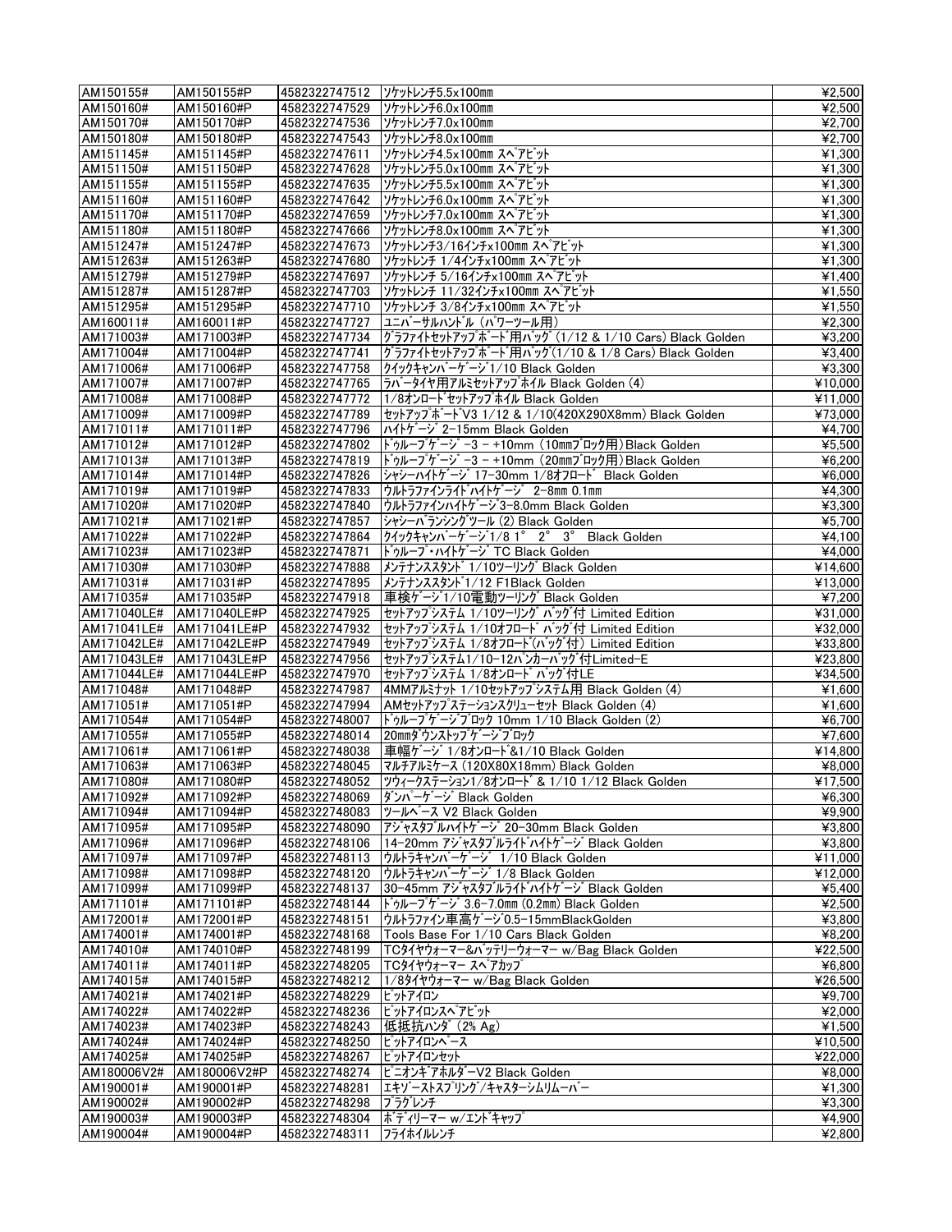| AM150155# | AM150155#P | 4582322747512 | ｿｹｯﾄﾚﾝﾁ5.5x100mm | ¥2,500 |
|---|---|---|---|---|
| AM150160# | AM150160#P | 4582322747529 | ｿｹｯﾄﾚﾝﾁ6.0x100mm | ¥2,500 |
| AM150170# | AM150170#P | 4582322747536 | ｿｹｯﾄﾚﾝﾁ7.0x100mm | ¥2,700 |
| AM150180# | AM150180#P | 4582322747543 | ｿｹｯﾄﾚﾝﾁ8.0x100mm | ¥2,700 |
| AM151145# | AM151145#P | 4582322747611 | ｿｹｯﾄﾚﾝﾁ4.5x100mm ｽﾍﾟｱﾋﾞｯﾄ | ¥1,300 |
| AM151150# | AM151150#P | 4582322747628 | ｿｹｯﾄﾚﾝﾁ5.0x100mm ｽﾍﾟｱﾋﾞｯﾄ | ¥1,300 |
| AM151155# | AM151155#P | 4582322747635 | ｿｹｯﾄﾚﾝﾁ5.5x100mm ｽﾍﾟｱﾋﾞｯﾄ | ¥1,300 |
| AM151160# | AM151160#P | 4582322747642 | ｿｹｯﾄﾚﾝﾁ6.0x100mm ｽﾍﾟｱﾋﾞｯﾄ | ¥1,300 |
| AM151170# | AM151170#P | 4582322747659 | ｿｹｯﾄﾚﾝﾁ7.0x100mm ｽﾍﾟｱﾋﾞｯﾄ | ¥1,300 |
| AM151180# | AM151180#P | 4582322747666 | ｿｹｯﾄﾚﾝﾁ8.0x100mm ｽﾍﾟｱﾋﾞｯﾄ | ¥1,300 |
| AM151247# | AM151247#P | 4582322747673 | ｿｹｯﾄﾚﾝﾁ3/16ｲﾝﾁx100mm ｽﾍﾟｱﾋﾞｯﾄ | ¥1,300 |
| AM151263# | AM151263#P | 4582322747680 | ｿｹｯﾄﾚﾝﾁ 1/4ｲﾝﾁx100mm ｽﾍﾟｱﾋﾞｯﾄ | ¥1,300 |
| AM151279# | AM151279#P | 4582322747697 | ｿｹｯﾄﾚﾝﾁ 5/16ｲﾝﾁx100mm ｽﾍﾟｱﾋﾞｯﾄ | ¥1,400 |
| AM151287# | AM151287#P | 4582322747703 | ｿｹｯﾄﾚﾝﾁ 11/32ｲﾝﾁx100mm ｽﾍﾟｱﾋﾞｯﾄ | ¥1,550 |
| AM151295# | AM151295#P | 4582322747710 | ｿｹｯﾄﾚﾝﾁ 3/8ｲﾝﾁx100mm ｽﾍﾟｱﾋﾞｯﾄ | ¥1,550 |
| AM160011# | AM160011#P | 4582322747727 | ﾕﾆﾊﾞｰｻﾙﾊﾝﾄﾞﾙ (ﾊﾟﾜｰﾂｰﾙ用) | ¥2,300 |
| AM171003# | AM171003#P | 4582322747734 | ｸﾞﾗﾌｧｲﾄｾｯﾄｱｯﾌﾟﾎﾞｰﾄﾞ用ﾊﾞｯｸﾞ (1/12 & 1/10 Cars) Black Golden | ¥3,200 |
| AM171004# | AM171004#P | 4582322747741 | ｸﾞﾗﾌｧｲﾄｾｯﾄｱｯﾌﾟﾎﾞｰﾄﾞ用ﾊﾞｯｸﾞ(1/10 & 1/8 Cars) Black Golden | ¥3,400 |
| AM171006# | AM171006#P | 4582322747758 | ｸｲｯｸｷｬﾝﾊﾞｰｹﾞｰｼﾞ1/10 Black Golden | ¥3,300 |
| AM171007# | AM171007#P | 4582322747765 | ﾗﾊﾞｰﾀｲﾔ用ｱﾙﾐｾｯﾄｱｯﾌﾟﾎｲﾙ Black Golden (4) | ¥10,000 |
| AM171008# | AM171008#P | 4582322747772 | 1/8ｵﾝﾛｰﾄﾞｾｯﾄｱｯﾌﾟﾎｲﾙ Black Golden | ¥11,000 |
| AM171009# | AM171009#P | 4582322747789 | ｾｯﾄｱｯﾌﾟﾎﾞｰﾄﾞV3 1/12 & 1/10(420X290X8mm) Black Golden | ¥73,000 |
| AM171011# | AM171011#P | 4582322747796 | ﾊｲﾄｹﾞｰｼﾞ 2-15mm Black Golden | ¥4,700 |
| AM171012# | AM171012#P | 4582322747802 | ﾄﾞｩﾙｰﾌﾟｹﾞｰｼﾞ -3 - +10mm (10mmﾌﾞﾛｯｸ用)Black Golden | ¥5,500 |
| AM171013# | AM171013#P | 4582322747819 | ﾄﾞｩﾙｰﾌﾟｹﾞｰｼﾞ -3 - +10mm (20mmﾌﾞﾛｯｸ用)Black Golden | ¥6,200 |
| AM171014# | AM171014#P | 4582322747826 | ｼｬｼｰﾊｲﾄｹﾞｰｼﾞ 17-30mm 1/8ｵﾌﾛｰﾄﾞ Black Golden | ¥6,000 |
| AM171019# | AM171019#P | 4582322747833 | ｳﾙﾄﾗﾌｧｲﾝﾗｲﾄﾞﾊｲﾄｹﾞｰｼﾞ 2-8mm 0.1mm | ¥4,300 |
| AM171020# | AM171020#P | 4582322747840 | ｳﾙﾄﾗﾌｧｲﾝﾊｲﾄｹﾞｰｼﾞ3-8.0mm Black Golden | ¥3,300 |
| AM171021# | AM171021#P | 4582322747857 | ｼｬｼｰﾊﾞﾗﾝｼﾝｸﾞﾂｰﾙ (2) Black Golden | ¥5,700 |
| AM171022# | AM171022#P | 4582322747864 | ｸｲｯｸｷｬﾝﾊﾞｰｹﾞｰｼﾞ1/8 1° 2° 3° Black Golden | ¥4,100 |
| AM171023# | AM171023#P | 4582322747871 | ﾄﾞｩﾙｰﾌﾟ・ﾊｲﾄｹﾞｰｼﾞ TC Black Golden | ¥4,000 |
| AM171030# | AM171030#P | 4582322747888 | ﾒﾝﾃﾅﾝｽｽﾀﾝﾄﾞ 1/10ﾂｰﾘﾝｸﾞ Black Golden | ¥14,600 |
| AM171031# | AM171031#P | 4582322747895 | ﾒﾝﾃﾅﾝｽｽﾀﾝﾄﾞ1/12 F1Black Golden | ¥13,000 |
| AM171035# | AM171035#P | 4582322747918 | 車検ｹﾞｰｼﾞ1/10電動ﾂｰﾘﾝｸﾞ Black Golden | ¥7,200 |
| AM171040LE# | AM171040LE#P | 4582322747925 | ｾｯﾄｱｯﾌﾟｼｽﾃﾑ 1/10ﾂｰﾘﾝｸﾞ ﾊﾞｯｸﾞ付 Limited Edition | ¥31,000 |
| AM171041LE# | AM171041LE#P | 4582322747932 | ｾｯﾄｱｯﾌﾟｼｽﾃﾑ 1/10ｵﾌﾛｰﾄﾞ ﾊﾞｯｸﾞ付 Limited Edition | ¥32,000 |
| AM171042LE# | AM171042LE#P | 4582322747949 | ｾｯﾄｱｯﾌﾟｼｽﾃﾑ 1/8ｵﾌﾛｰﾄﾞ(ﾊﾞｯｸﾞ付) Limited Edition | ¥33,800 |
| AM171043LE# | AM171043LE#P | 4582322747956 | ｾｯﾄｱｯﾌﾟｼｽﾃﾑ1/10-12ﾊﾟﾝｶｰﾊﾞｯｸﾞ付Limited-E | ¥23,800 |
| AM171044LE# | AM171044LE#P | 4582322747970 | ｾｯﾄｱｯﾌﾟｼｽﾃﾑ 1/8ｵﾝﾛｰﾄﾞ ﾊﾞｯｸﾞ付LE | ¥34,500 |
| AM171048# | AM171048#P | 4582322747987 | 4MMｱﾙﾐﾅｯﾄ 1/10ｾｯﾄｱｯﾌﾟｼｽﾃﾑ用 Black Golden (4) | ¥1,600 |
| AM171051# | AM171051#P | 4582322747994 | AMｾｯﾄｱｯﾌﾟｽﾃｰｼｮﾝｽｸﾘｭｰｾｯﾄ Black Golden (4) | ¥1,600 |
| AM171054# | AM171054#P | 4582322748007 | ﾄﾞｩﾙｰﾌﾟｹﾞｰｼﾞﾌﾞﾛｯｸ 10mm 1/10 Black Golden (2) | ¥6,700 |
| AM171055# | AM171055#P | 4582322748014 | 20mmﾀﾞｳﾝｽﾄｯﾌﾟｹﾞｰｼﾞﾌﾞﾛｯｸ | ¥7,600 |
| AM171061# | AM171061#P | 4582322748038 | 車幅ｹﾞｰｼﾞ 1/8ｵﾝﾛｰﾄﾞ&1/10 Black Golden | ¥14,800 |
| AM171063# | AM171063#P | 4582322748045 | ﾏﾙﾁｱﾙﾐｹｰｽ (120X80X18mm) Black Golden | ¥8,000 |
| AM171080# | AM171080#P | 4582322748052 | ﾂｳｨｰｸｽﾃｰｼｮﾝ1/8ｵﾝﾛｰﾄﾞ & 1/10 1/12 Black Golden | ¥17,500 |
| AM171092# | AM171092#P | 4582322748069 | ﾀﾞﾝﾊﾟｰｹﾞｰｼﾞ Black Golden | ¥6,300 |
| AM171094# | AM171094#P | 4582322748083 | ﾂｰﾙﾍﾞｰｽ V2 Black Golden | ¥9,900 |
| AM171095# | AM171095#P | 4582322748090 | ｱｼﾞｬｽﾀﾌﾞﾙﾊｲﾄｹﾞｰｼﾞ 20-30mm Black Golden | ¥3,800 |
| AM171096# | AM171096#P | 4582322748106 | 14-20mm ｱｼﾞｬｽﾀﾌﾞﾙﾗｲﾄﾞﾊｲﾄｹﾞｰｼﾞ Black Golden | ¥3,800 |
| AM171097# | AM171097#P | 4582322748113 | ｳﾙﾄﾗｷｬﾝﾊﾞｰｹﾞｰｼﾞ 1/10 Black Golden | ¥11,000 |
| AM171098# | AM171098#P | 4582322748120 | ｳﾙﾄﾗｷｬﾝﾊﾞｰｹﾞｰｼﾞ 1/8 Black Golden | ¥12,000 |
| AM171099# | AM171099#P | 4582322748137 | 30-45mm ｱｼﾞｬｽﾀﾌﾞﾙﾗｲﾄﾞﾊｲﾄｹﾞｰｼﾞ Black Golden | ¥5,400 |
| AM171101# | AM171101#P | 4582322748144 | ﾄﾞｩﾙｰﾌﾟｹﾞｰｼﾞ 3.6-7.0mm (0.2mm) Black Golden | ¥2,500 |
| AM172001# | AM172001#P | 4582322748151 | ｳﾙﾄﾗﾌｧｲﾝ車高ｹﾞｰｼﾞ0.5-15mmBlackGolden | ¥3,800 |
| AM174001# | AM174001#P | 4582322748168 | Tools Base For 1/10 Cars Black Golden | ¥8,200 |
| AM174010# | AM174010#P | 4582322748199 | TCﾀｲﾔｳｫｰﾏｰ&ﾊﾞｯﾃﾘｰｳｫｰﾏｰ w/Bag Black Golden | ¥22,500 |
| AM174011# | AM174011#P | 4582322748205 | TCﾀｲﾔｳｫｰﾏｰ ｽﾍﾟｱｶｯﾌﾟ | ¥6,800 |
| AM174015# | AM174015#P | 4582322748212 | 1/8ﾀｲﾔｳｫｰﾏｰ w/Bag Black Golden | ¥26,500 |
| AM174021# | AM174021#P | 4582322748229 | ﾋﾞｯﾄｱｲﾛﾝ | ¥9,700 |
| AM174022# | AM174022#P | 4582322748236 | ﾋﾞｯﾄｱｲﾛﾝｽﾍﾟｱﾋﾞｯﾄ | ¥2,000 |
| AM174023# | AM174023#P | 4582322748243 | 低抵抗ﾊﾝﾀﾞ (2% Ag) | ¥1,500 |
| AM174024# | AM174024#P | 4582322748250 | ﾋﾞｯﾄｱｲﾛﾝﾍﾞｰｽ | ¥10,500 |
| AM174025# | AM174025#P | 4582322748267 | ﾋﾞｯﾄｱｲﾛﾝｾｯﾄ | ¥22,000 |
| AM180006V2# | AM180006V2#P | 4582322748274 | ﾋﾟﾆｵﾝｷﾞｱﾎﾙﾀﾞｰV2 Black Golden | ¥8,000 |
| AM190001# | AM190001#P | 4582322748281 | ｴｷｿﾞｰｽﾄｽﾌﾟﾘﾝｸﾞ/ｷｬｽﾀｰｼﾑﾘﾑｰﾊﾞｰ | ¥1,300 |
| AM190002# | AM190002#P | 4582322748298 | ﾌﾟﾗｸﾞﾚﾝﾁ | ¥3,300 |
| AM190003# | AM190003#P | 4582322748304 | ﾎﾞﾃﾞｨﾘｰﾏｰ w/ｴﾝﾄﾞｷｬｯﾌﾟ | ¥4,900 |
| AM190004# | AM190004#P | 4582322748311 | ﾌﾗｲﾎｲﾙﾚﾝﾁ | ¥2,800 |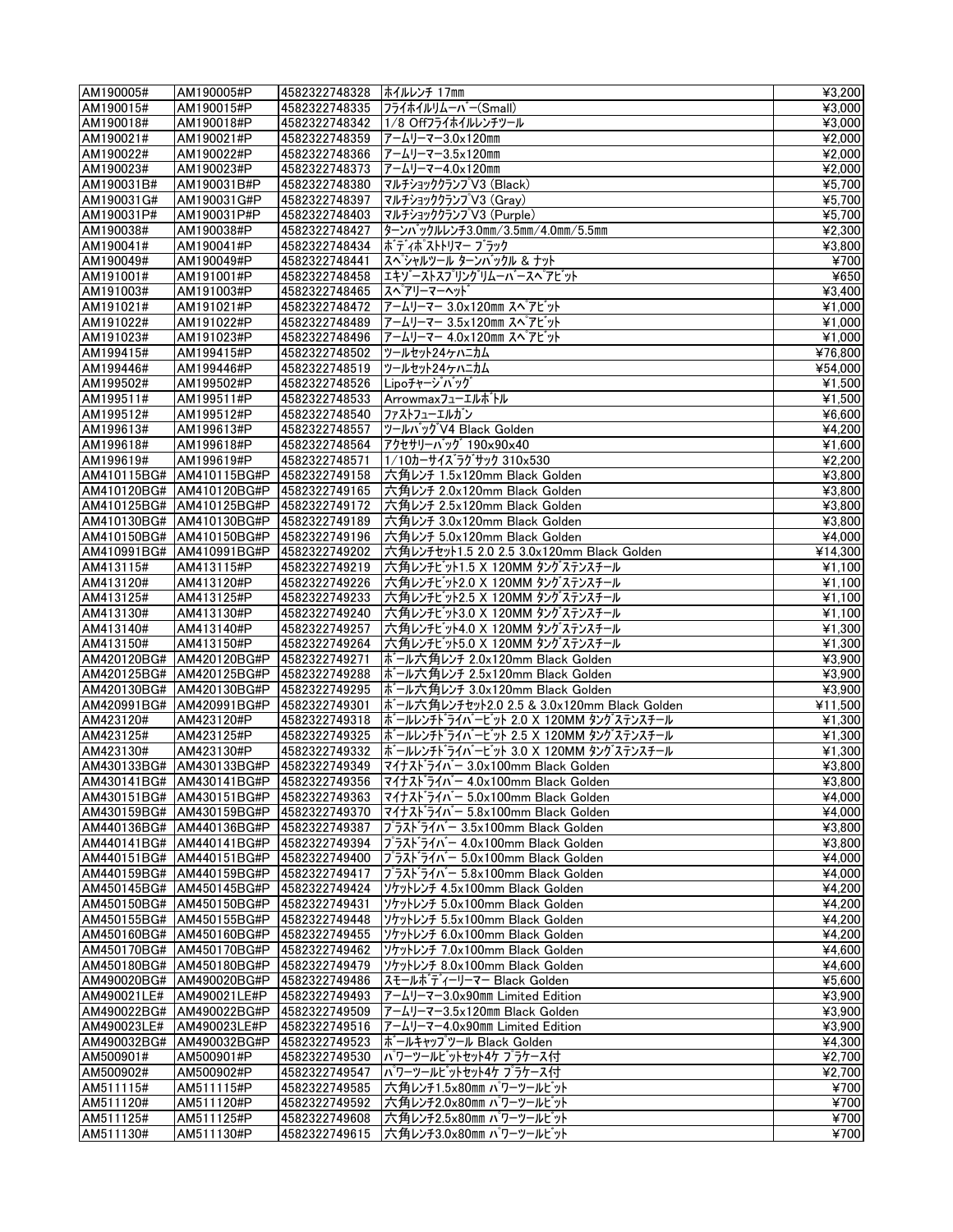| AM190005# | AM190005#P | 4582322748328 | ホイルレンチ 17mm | ¥3,200 |
|---|---|---|---|---|
| AM190015# | AM190015#P | 4582322748335 | フライホイルリムーバー(Small) | ¥3,000 |
| AM190018# | AM190018#P | 4582322748342 | 1/8 Offフライホイルレンチツール | ¥3,000 |
| AM190021# | AM190021#P | 4582322748359 | アームリーマー3.0x120mm | ¥2,000 |
| AM190022# | AM190022#P | 4582322748366 | アームリーマー3.5x120mm | ¥2,000 |
| AM190023# | AM190023#P | 4582322748373 | アームリーマー4.0x120mm | ¥2,000 |
| AM190031B# | AM190031B#P | 4582322748380 | マルチショッククランプV3 (Black) | ¥5,700 |
| AM190031G# | AM190031G#P | 4582322748397 | マルチショッククランプV3 (Gray) | ¥5,700 |
| AM190031P# | AM190031P#P | 4582322748403 | マルチショッククランプV3 (Purple) | ¥5,700 |
| AM190038# | AM190038#P | 4582322748427 | ターンバックルレンチ3.0mm/3.5mm/4.0mm/5.5mm | ¥2,300 |
| AM190041# | AM190041#P | 4582322748434 | ボディポストトリマー ブラック | ¥3,800 |
| AM190049# | AM190049#P | 4582322748441 | スペシャルツール ターンバックル & ナット | ¥700 |
| AM191001# | AM191001#P | 4582322748458 | エキゾーストスプリングリムーバースペアビット | ¥650 |
| AM191003# | AM191003#P | 4582322748465 | スペアリーマーヘッド | ¥3,400 |
| AM191021# | AM191021#P | 4582322748472 | アームリーマー 3.0x120mm スペアビット | ¥1,000 |
| AM191022# | AM191022#P | 4582322748489 | アームリーマー 3.5x120mm スペアビット | ¥1,000 |
| AM191023# | AM191023#P | 4582322748496 | アームリーマー 4.0x120mm スペアビット | ¥1,000 |
| AM199415# | AM199415#P | 4582322748502 | ツールセット24ヶハニカム | ¥76,800 |
| AM199446# | AM199446#P | 4582322748519 | ツールセット24ヶハニカム | ¥54,000 |
| AM199502# | AM199502#P | 4582322748526 | Lipoチャージバッグ | ¥1,500 |
| AM199511# | AM199511#P | 4582322748533 | Arrowmaxフューエルボトル | ¥1,500 |
| AM199512# | AM199512#P | 4582322748540 | ファストフューエルガン | ¥6,600 |
| AM199613# | AM199613#P | 4582322748557 | ツールバッグV4 Black Golden | ¥4,200 |
| AM199618# | AM199618#P | 4582322748564 | アクセサリーバッグ 190x90x40 | ¥1,600 |
| AM199619# | AM199619#P | 4582322748571 | 1/10カーサイズラグサック 310x530 | ¥2,200 |
| AM410115BG# | AM410115BG#P | 4582322749158 | 六角レンチ 1.5x120mm Black Golden | ¥3,800 |
| AM410120BG# | AM410120BG#P | 4582322749165 | 六角レンチ 2.0x120mm Black Golden | ¥3,800 |
| AM410125BG# | AM410125BG#P | 4582322749172 | 六角レンチ 2.5x120mm Black Golden | ¥3,800 |
| AM410130BG# | AM410130BG#P | 4582322749189 | 六角レンチ 3.0x120mm Black Golden | ¥3,800 |
| AM410150BG# | AM410150BG#P | 4582322749196 | 六角レンチ 5.0x120mm Black Golden | ¥4,000 |
| AM410991BG# | AM410991BG#P | 4582322749202 | 六角レンチセット1.5 2.0 2.5 3.0x120mm Black Golden | ¥14,300 |
| AM413115# | AM413115#P | 4582322749219 | 六角レンチビット1.5 X 120MM タングステンスチール | ¥1,100 |
| AM413120# | AM413120#P | 4582322749226 | 六角レンチビット2.0 X 120MM タングステンスチール | ¥1,100 |
| AM413125# | AM413125#P | 4582322749233 | 六角レンチビット2.5 X 120MM タングステンスチール | ¥1,100 |
| AM413130# | AM413130#P | 4582322749240 | 六角レンチビット3.0 X 120MM タングステンスチール | ¥1,100 |
| AM413140# | AM413140#P | 4582322749257 | 六角レンチビット4.0 X 120MM タングステンスチール | ¥1,300 |
| AM413150# | AM413150#P | 4582322749264 | 六角レンチビット5.0 X 120MM タングステンスチール | ¥1,300 |
| AM420120BG# | AM420120BG#P | 4582322749271 | ボール六角レンチ 2.0x120mm Black Golden | ¥3,900 |
| AM420125BG# | AM420125BG#P | 4582322749288 | ボール六角レンチ 2.5x120mm Black Golden | ¥3,900 |
| AM420130BG# | AM420130BG#P | 4582322749295 | ボール六角レンチ 3.0x120mm Black Golden | ¥3,900 |
| AM420991BG# | AM420991BG#P | 4582322749301 | ボール六角レンチセット2.0 2.5 & 3.0x120mm Black Golden | ¥11,500 |
| AM423120# | AM423120#P | 4582322749318 | ボールレンチドライバービット 2.0 X 120MM タングステンスチール | ¥1,300 |
| AM423125# | AM423125#P | 4582322749325 | ボールレンチドライバービット 2.5 X 120MM タングステンスチール | ¥1,300 |
| AM423130# | AM423130#P | 4582322749332 | ボールレンチドライバービット 3.0 X 120MM タングステンスチール | ¥1,300 |
| AM430133BG# | AM430133BG#P | 4582322749349 | マイナスドライバー 3.0x100mm Black Golden | ¥3,800 |
| AM430141BG# | AM430141BG#P | 4582322749356 | マイナスドライバー 4.0x100mm Black Golden | ¥3,800 |
| AM430151BG# | AM430151BG#P | 4582322749363 | マイナスドライバー 5.0x100mm Black Golden | ¥4,000 |
| AM430159BG# | AM430159BG#P | 4582322749370 | マイナスドライバー 5.8x100mm Black Golden | ¥4,000 |
| AM440136BG# | AM440136BG#P | 4582322749387 | プラスドライバー 3.5x100mm Black Golden | ¥3,800 |
| AM440141BG# | AM440141BG#P | 4582322749394 | プラスドライバー 4.0x100mm Black Golden | ¥3,800 |
| AM440151BG# | AM440151BG#P | 4582322749400 | プラスドライバー 5.0x100mm Black Golden | ¥4,000 |
| AM440159BG# | AM440159BG#P | 4582322749417 | プラスドライバー 5.8x100mm Black Golden | ¥4,000 |
| AM450145BG# | AM450145BG#P | 4582322749424 | ソケットレンチ 4.5x100mm Black Golden | ¥4,200 |
| AM450150BG# | AM450150BG#P | 4582322749431 | ソケットレンチ 5.0x100mm Black Golden | ¥4,200 |
| AM450155BG# | AM450155BG#P | 4582322749448 | ソケットレンチ 5.5x100mm Black Golden | ¥4,200 |
| AM450160BG# | AM450160BG#P | 4582322749455 | ソケットレンチ 6.0x100mm Black Golden | ¥4,200 |
| AM450170BG# | AM450170BG#P | 4582322749462 | ソケットレンチ 7.0x100mm Black Golden | ¥4,600 |
| AM450180BG# | AM450180BG#P | 4582322749479 | ソケットレンチ 8.0x100mm Black Golden | ¥4,600 |
| AM490020BG# | AM490020BG#P | 4582322749486 | スモールボディーリーマー Black Golden | ¥5,600 |
| AM490021LE# | AM490021LE#P | 4582322749493 | アームリーマー3.0x90mm Limited Edition | ¥3,900 |
| AM490022BG# | AM490022BG#P | 4582322749509 | アームリーマー3.5x120mm Black Golden | ¥3,900 |
| AM490023LE# | AM490023LE#P | 4582322749516 | アームリーマー4.0x90mm Limited Edition | ¥3,900 |
| AM490032BG# | AM490032BG#P | 4582322749523 | ボールキャップツール Black Golden | ¥4,300 |
| AM500901# | AM500901#P | 4582322749530 | パワーツールビットセット4ケ プラケース付 | ¥2,700 |
| AM500902# | AM500902#P | 4582322749547 | パワーツールビットセット4ケ プラケース付 | ¥2,700 |
| AM511115# | AM511115#P | 4582322749585 | 六角レンチ1.5x80mm パワーツールビット | ¥700 |
| AM511120# | AM511120#P | 4582322749592 | 六角レンチ2.0x80mm パワーツールビット | ¥700 |
| AM511125# | AM511125#P | 4582322749608 | 六角レンチ2.5x80mm パワーツールビット | ¥700 |
| AM511130# | AM511130#P | 4582322749615 | 六角レンチ3.0x80mm パワーツールビット | ¥700 |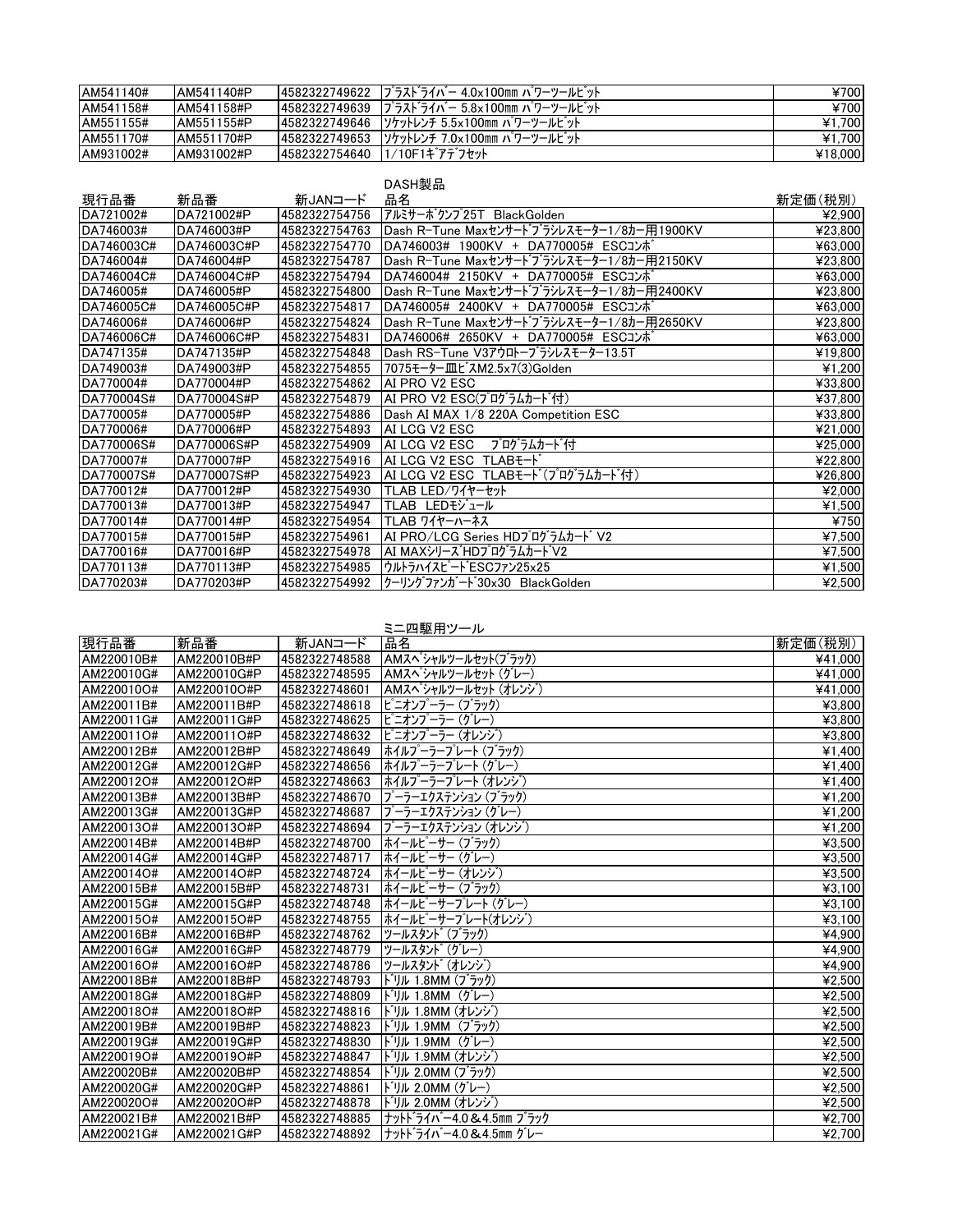| | | | | |
|---|---|---|---|---|
| AM541140# | AM541140#P | 4582322749622 | ﾌﾞﾗｽﾄﾞﾗｲﾊﾞｰ 4.0x100mm ﾊﾟﾜｰﾂｰﾙﾋﾞｯﾄ | ¥700 |
| AM541158# | AM541158#P | 4582322749639 | ﾌﾞﾗｽﾄﾞﾗｲﾊﾞｰ 5.8x100mm ﾊﾟﾜｰﾂｰﾙﾋﾞｯﾄ | ¥700 |
| AM551155# | AM551155#P | 4582322749646 | ｿｹｯﾄﾚﾝﾁ 5.5x100mm ﾊﾟﾜｰﾂｰﾙﾋﾞｯﾄ | ¥1,700 |
| AM551170# | AM551170#P | 4582322749653 | ｿｹｯﾄﾚﾝﾁ 7.0x100mm ﾊﾟﾜｰﾂｰﾙﾋﾞｯﾄ | ¥1,700 |
| AM931002# | AM931002#P | 4582322754640 | 1/10F1ｷﾞｱﾃﾞﾌｾｯﾄ | ¥18,000 |

## DASH製品

| 現行品番 | 新品番 | 新JANコード | 品名 | 新定価(税別) |
|---|---|---|---|---|
| DA721002# | DA721002#P | 4582322754756 | ｱﾙﾐｻｰﾎﾞｸﾝﾌﾟ25T BlackGolden | ¥2,900 |
| DA746003# | DA746003#P | 4582322754763 | Dash R-Tune Maxｾﾝｻｰﾄﾞﾌﾞﾗｼﾚｽﾓｰﾀｰ1/8ｶｰ用1900KV | ¥23,800 |
| DA746003C# | DA746003C#P | 4582322754770 | DA746003# 1900KV + DA770005# ESCｺﾝﾎﾞ | ¥63,000 |
| DA746004# | DA746004#P | 4582322754787 | Dash R-Tune Maxｾﾝｻｰﾄﾞﾌﾞﾗｼﾚｽﾓｰﾀｰ1/8ｶｰ用2150KV | ¥23,800 |
| DA746004C# | DA746004C#P | 4582322754794 | DA746004# 2150KV + DA770005# ESCｺﾝﾎﾞ | ¥63,000 |
| DA746005# | DA746005#P | 4582322754800 | Dash R-Tune Maxｾﾝｻｰﾄﾞﾌﾞﾗｼﾚｽﾓｰﾀｰ1/8ｶｰ用2400KV | ¥23,800 |
| DA746005C# | DA746005C#P | 4582322754817 | DA746005# 2400KV + DA770005# ESCｺﾝﾎﾞ | ¥63,000 |
| DA746006# | DA746006#P | 4582322754824 | Dash R-Tune Maxｾﾝｻｰﾄﾞﾌﾞﾗｼﾚｽﾓｰﾀｰ1/8ｶｰ用2650KV | ¥23,800 |
| DA746006C# | DA746006C#P | 4582322754831 | DA746006# 2650KV + DA770005# ESCｺﾝﾎﾞ | ¥63,000 |
| DA747135# | DA747135#P | 4582322754848 | Dash RS-Tune V3ｱｳﾛﾄｰﾌﾞﾗｼﾚｽﾓｰﾀｰ13.5T | ¥19,800 |
| DA749003# | DA749003#P | 4582322754855 | 7075ﾓｰﾀｰ皿ﾋﾞｽM2.5x7(3)Golden | ¥1,200 |
| DA770004# | DA770004#P | 4582322754862 | AI PRO V2 ESC | ¥33,800 |
| DA770004S# | DA770004S#P | 4582322754879 | AI PRO V2 ESC(ﾌﾟﾛｸﾞﾗﾑｶｰﾄﾞ付) | ¥37,800 |
| DA770005# | DA770005#P | 4582322754886 | Dash AI MAX 1/8 220A Competition ESC | ¥33,800 |
| DA770006# | DA770006#P | 4582322754893 | AI LCG V2 ESC | ¥21,000 |
| DA770006S# | DA770006S#P | 4582322754909 | AI LCG V2 ESC ﾌﾟﾛｸﾞﾗﾑｶｰﾄﾞ付 | ¥25,000 |
| DA770007# | DA770007#P | 4582322754916 | AI LCG V2 ESC TLABﾓｰﾄﾞ | ¥22,800 |
| DA770007S# | DA770007S#P | 4582322754923 | AI LCG V2 ESC TLABﾓｰﾄﾞ(ﾌﾟﾛｸﾞﾗﾑｶｰﾄﾞ付) | ¥26,800 |
| DA770012# | DA770012#P | 4582322754930 | TLAB LED/ﾜｲﾔｰｾｯﾄ | ¥2,000 |
| DA770013# | DA770013#P | 4582322754947 | TLAB LEDﾓｼﾞｭｰﾙ | ¥1,500 |
| DA770014# | DA770014#P | 4582322754954 | TLAB ﾜｲﾔｰﾊｰﾈｽ | ¥750 |
| DA770015# | DA770015#P | 4582322754961 | AI PRO/LCG Series HDﾌﾟﾛｸﾞﾗﾑｶｰﾄﾞ V2 | ¥7,500 |
| DA770016# | DA770016#P | 4582322754978 | AI MAXｼﾘｰｽﾞHDﾌﾟﾛｸﾞﾗﾑｶｰﾄﾞV2 | ¥7,500 |
| DA770113# | DA770113#P | 4582322754985 | ｳﾙﾄﾗﾊｲｽﾋﾟｰﾄﾞESCﾌｧﾝ25x25 | ¥1,500 |
| DA770203# | DA770203#P | 4582322754992 | ｸｰﾘﾝｸﾞﾌｧﾝｶﾞｰﾄﾞ30x30 BlackGolden | ¥2,500 |

## ミニ四駆用ツール

| 現行品番 | 新品番 | 新JANコード | 品名 | 新定価(税別) |
|---|---|---|---|---|
| AM220010B# | AM220010B#P | 4582322748588 | AMｽﾍﾟｼｬﾙﾂｰﾙｾｯﾄ(ﾌﾞﾗｯｸ) | ¥41,000 |
| AM220010G# | AM220010G#P | 4582322748595 | AMｽﾍﾟｼｬﾙﾂｰﾙｾｯﾄ (ｸﾞﾚｰ) | ¥41,000 |
| AM220010O# | AM220010O#P | 4582322748601 | AMｽﾍﾟｼｬﾙﾂｰﾙｾｯﾄ (ｵﾚﾝｼﾞ) | ¥41,000 |
| AM220011B# | AM220011B#P | 4582322748618 | ﾋﾟﾆｵﾝﾌﾟｰﾗｰ (ﾌﾞﾗｯｸ) | ¥3,800 |
| AM220011G# | AM220011G#P | 4582322748625 | ﾋﾟﾆｵﾝﾌﾟｰﾗｰ (ｸﾞﾚｰ) | ¥3,800 |
| AM220011O# | AM220011O#P | 4582322748632 | ﾋﾟﾆｵﾝﾌﾟｰﾗｰ (ｵﾚﾝｼﾞ) | ¥3,800 |
| AM220012B# | AM220012B#P | 4582322748649 | ﾎｲﾙﾌﾟｰﾗｰﾌﾟﾚｰﾄ (ﾌﾞﾗｯｸ) | ¥1,400 |
| AM220012G# | AM220012G#P | 4582322748656 | ﾎｲﾙﾌﾟｰﾗｰﾌﾟﾚｰﾄ (ｸﾞﾚｰ) | ¥1,400 |
| AM220012O# | AM220012O#P | 4582322748663 | ﾎｲﾙﾌﾟｰﾗｰﾌﾟﾚｰﾄ (ｵﾚﾝｼﾞ) | ¥1,400 |
| AM220013B# | AM220013B#P | 4582322748670 | ﾌﾟｰﾗｰｴｸｽﾃﾝｼｮﾝ (ﾌﾞﾗｯｸ) | ¥1,200 |
| AM220013G# | AM220013G#P | 4582322748687 | ﾌﾟｰﾗｰｴｸｽﾃﾝｼｮﾝ (ｸﾞﾚｰ) | ¥1,200 |
| AM220013O# | AM220013O#P | 4582322748694 | ﾌﾟｰﾗｰｴｸｽﾃﾝｼｮﾝ (ｵﾚﾝｼﾞ) | ¥1,200 |
| AM220014B# | AM220014B#P | 4582322748700 | ﾎｲｰﾙﾋﾟｰｻｰ (ﾌﾞﾗｯｸ) | ¥3,500 |
| AM220014G# | AM220014G#P | 4582322748717 | ﾎｲｰﾙﾋﾟｰｻｰ (ｸﾞﾚｰ) | ¥3,500 |
| AM220014O# | AM220014O#P | 4582322748724 | ﾎｲｰﾙﾋﾟｰｻｰ (ｵﾚﾝｼﾞ) | ¥3,500 |
| AM220015B# | AM220015B#P | 4582322748731 | ﾎｲｰﾙﾋﾟｰｻｰ (ﾌﾞﾗｯｸ) | ¥3,100 |
| AM220015G# | AM220015G#P | 4582322748748 | ﾎｲｰﾙﾋﾟｰｻｰﾌﾟﾚｰﾄ (ｸﾞﾚｰ) | ¥3,100 |
| AM220015O# | AM220015O#P | 4582322748755 | ﾎｲｰﾙﾋﾟｰｻｰﾌﾟﾚｰﾄ(ｵﾚﾝｼﾞ) | ¥3,100 |
| AM220016B# | AM220016B#P | 4582322748762 | ﾂｰﾙｽﾀﾝﾄﾞ (ﾌﾞﾗｯｸ) | ¥4,900 |
| AM220016G# | AM220016G#P | 4582322748779 | ﾂｰﾙｽﾀﾝﾄﾞ (ｸﾞﾚｰ) | ¥4,900 |
| AM220016O# | AM220016O#P | 4582322748786 | ﾂｰﾙｽﾀﾝﾄﾞ (ｵﾚﾝｼﾞ) | ¥4,900 |
| AM220018B# | AM220018B#P | 4582322748793 | ﾄﾞﾘﾙ 1.8MM (ﾌﾞﾗｯｸ) | ¥2,500 |
| AM220018G# | AM220018G#P | 4582322748809 | ﾄﾞﾘﾙ 1.8MM (ｸﾞﾚｰ) | ¥2,500 |
| AM220018O# | AM220018O#P | 4582322748816 | ﾄﾞﾘﾙ 1.8MM (ｵﾚﾝｼﾞ) | ¥2,500 |
| AM220019B# | AM220019B#P | 4582322748823 | ﾄﾞﾘﾙ 1.9MM (ﾌﾞﾗｯｸ) | ¥2,500 |
| AM220019G# | AM220019G#P | 4582322748830 | ﾄﾞﾘﾙ 1.9MM (ｸﾞﾚｰ) | ¥2,500 |
| AM220019O# | AM220019O#P | 4582322748847 | ﾄﾞﾘﾙ 1.9MM (ｵﾚﾝｼﾞ) | ¥2,500 |
| AM220020B# | AM220020B#P | 4582322748854 | ﾄﾞﾘﾙ 2.0MM (ﾌﾞﾗｯｸ) | ¥2,500 |
| AM220020G# | AM220020G#P | 4582322748861 | ﾄﾞﾘﾙ 2.0MM (ｸﾞﾚｰ) | ¥2,500 |
| AM220020O# | AM220020O#P | 4582322748878 | ﾄﾞﾘﾙ 2.0MM (ｵﾚﾝｼﾞ) | ¥2,500 |
| AM220021B# | AM220021B#P | 4582322748885 | ﾅｯﾄﾄﾞﾗｲﾊﾞｰ4.0&4.5mm ﾌﾞﾗｯｸ | ¥2,700 |
| AM220021G# | AM220021G#P | 4582322748892 | ﾅｯﾄﾄﾞﾗｲﾊﾞｰ4.0&4.5mm ｸﾞﾚｰ | ¥2,700 |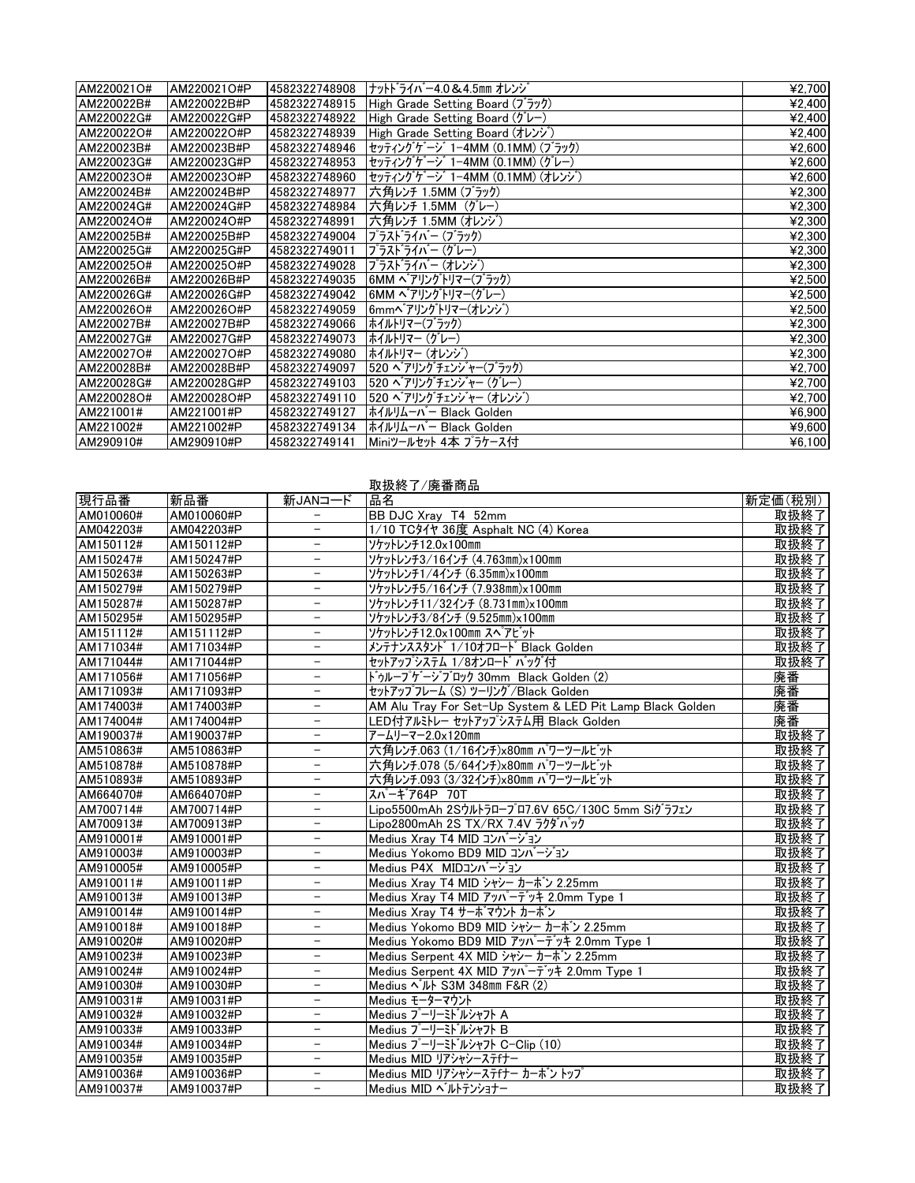| | | | | |
|---|---|---|---|---|
| AM220021O# | AM220021O#P | 4582322748908 | ﾅｯﾄﾄﾞﾗｲﾊﾞｰ4.0＆4.5mm ｵﾚﾝｼﾞ | ¥2,700 |
| AM220022B# | AM220022B#P | 4582322748915 | High Grade Setting Board (ﾌﾞﾗｯｸ) | ¥2,400 |
| AM220022G# | AM220022G#P | 4582322748922 | High Grade Setting Board (ｸﾞﾚｰ) | ¥2,400 |
| AM220022O# | AM220022O#P | 4582322748939 | High Grade Setting Board (ｵﾚﾝｼﾞ) | ¥2,400 |
| AM220023B# | AM220023B#P | 4582322748946 | ｾｯﾃｨﾝｸﾞｹﾞｰｼﾞ 1-4MM (0.1MM) (ﾌﾞﾗｯｸ) | ¥2,600 |
| AM220023G# | AM220023G#P | 4582322748953 | ｾｯﾃｨﾝｸﾞｹﾞｰｼﾞ 1-4MM (0.1MM) (ｸﾞﾚｰ) | ¥2,600 |
| AM220023O# | AM220023O#P | 4582322748960 | ｾｯﾃｨﾝｸﾞｹﾞｰｼﾞ 1-4MM (0.1MM) (ｵﾚﾝｼﾞ) | ¥2,600 |
| AM220024B# | AM220024B#P | 4582322748977 | 六角レンチ 1.5MM (ﾌﾞﾗｯｸ) | ¥2,300 |
| AM220024G# | AM220024G#P | 4582322748984 | 六角レンチ 1.5MM (ｸﾞﾚｰ) | ¥2,300 |
| AM220024O# | AM220024O#P | 4582322748991 | 六角レンチ 1.5MM (ｵﾚﾝｼﾞ) | ¥2,300 |
| AM220025B# | AM220025B#P | 4582322749004 | ﾌﾟﾗｽﾄﾞﾗｲﾊﾞｰ (ﾌﾞﾗｯｸ) | ¥2,300 |
| AM220025G# | AM220025G#P | 4582322749011 | ﾌﾟﾗｽﾄﾞﾗｲﾊﾞｰ (ｸﾞﾚｰ) | ¥2,300 |
| AM220025O# | AM220025O#P | 4582322749028 | ﾌﾟﾗｽﾄﾞﾗｲﾊﾞｰ (ｵﾚﾝｼﾞ) | ¥2,300 |
| AM220026B# | AM220026B#P | 4582322749035 | 6MM ﾍﾞｱﾘﾝｸﾞﾄﾘﾏｰ(ﾌﾞﾗｯｸ) | ¥2,500 |
| AM220026G# | AM220026G#P | 4582322749042 | 6MM ﾍﾞｱﾘﾝｸﾞﾄﾘﾏｰ(ｸﾞﾚｰ) | ¥2,500 |
| AM220026O# | AM220026O#P | 4582322749059 | 6mmﾍﾞｱﾘﾝｸﾞﾄﾘﾏｰ(ｵﾚﾝｼﾞ) | ¥2,500 |
| AM220027B# | AM220027B#P | 4582322749066 | ﾎｲﾙﾄﾘﾏｰ(ﾌﾞﾗｯｸ) | ¥2,300 |
| AM220027G# | AM220027G#P | 4582322749073 | ﾎｲﾙﾄﾘﾏｰ (ｸﾞﾚｰ) | ¥2,300 |
| AM220027O# | AM220027O#P | 4582322749080 | ﾎｲﾙﾄﾘﾏｰ (ｵﾚﾝｼﾞ) | ¥2,300 |
| AM220028B# | AM220028B#P | 4582322749097 | 520 ﾍﾞｱﾘﾝｸﾞﾁｪﾝｼﾞｬｰ(ﾌﾞﾗｯｸ) | ¥2,700 |
| AM220028G# | AM220028G#P | 4582322749103 | 520 ﾍﾞｱﾘﾝｸﾞﾁｪﾝｼﾞｬｰ (ｸﾞﾚｰ) | ¥2,700 |
| AM220028O# | AM220028O#P | 4582322749110 | 520 ﾍﾞｱﾘﾝｸﾞﾁｪﾝｼﾞｬｰ (ｵﾚﾝｼﾞ) | ¥2,700 |
| AM221001# | AM221001#P | 4582322749127 | ﾎｲﾙﾘﾑｰﾊﾞｰ Black Golden | ¥6,900 |
| AM221002# | AM221002#P | 4582322749134 | ﾎｲﾙﾘﾑｰﾊﾞｰ Black Golden | ¥9,600 |
| AM290910# | AM290910#P | 4582322749141 | Miniﾂｰﾙｾｯﾄ 4本 ﾌﾟﾗｹｰｽ付 | ¥6,100 |

## 取扱終了/廃番商品

| 現行品番 | 新品番 | 新JANコード | 品名 | 新定価(税別) |
|---|---|---|---|---|
| AM010060# | AM010060#P | － | BB DJC Xray T4 52mm | 取扱終了 |
| AM042203# | AM042203#P | － | 1/10 TCﾀｲﾔ 36度 Asphalt NC (4) Korea | 取扱終了 |
| AM150112# | AM150112#P | － | ｿｹｯﾄﾚﾝﾁ12.0x100mm | 取扱終了 |
| AM150247# | AM150247#P | － | ｿｹｯﾄﾚﾝﾁ3/16ｲﾝﾁ (4.763mm)x100mm | 取扱終了 |
| AM150263# | AM150263#P | － | ｿｹｯﾄﾚﾝﾁ1/4ｲﾝﾁ (6.35mm)x100mm | 取扱終了 |
| AM150279# | AM150279#P | － | ｿｹｯﾄﾚﾝﾁ5/16ｲﾝﾁ (7.938mm)x100mm | 取扱終了 |
| AM150287# | AM150287#P | － | ｿｹｯﾄﾚﾝﾁ11/32ｲﾝﾁ (8.731mm)x100mm | 取扱終了 |
| AM150295# | AM150295#P | － | ｿｹｯﾄﾚﾝﾁ3/8ｲﾝﾁ (9.525mm)x100mm | 取扱終了 |
| AM151112# | AM151112#P | － | ｿｹｯﾄﾚﾝﾁ12.0x100mm ｽﾍﾟｱﾋﾞｯﾄ | 取扱終了 |
| AM171034# | AM171034#P | － | ﾒﾝﾃﾅﾝｽｽﾀﾝﾄﾞ 1/10ｵﾌﾛｰﾄﾞ Black Golden | 取扱終了 |
| AM171044# | AM171044#P | － | ｾｯﾄｱｯﾌﾟｼｽﾃﾑ 1/8ｵﾝﾛｰﾄﾞ ﾊﾞｯｸﾞ付 | 取扱終了 |
| AM171056# | AM171056#P | － | ﾄﾞｩﾙｰﾌﾟｹﾞｰｼﾞﾌﾞﾛｯｸ 30mm Black Golden (2) | 廃番 |
| AM171093# | AM171093#P | － | ｾｯﾄｱｯﾌﾟﾌﾚｰﾑ (S) ﾂｰﾘﾝｸﾞ/Black Golden | 廃番 |
| AM174003# | AM174003#P | － | AM Alu Tray For Set-Up System & LED Pit Lamp Black Golden | 廃番 |
| AM174004# | AM174004#P | － | LED付ｱﾙﾐﾄﾚｰ ｾｯﾄｱｯﾌﾟｼｽﾃﾑ用 Black Golden | 廃番 |
| AM190037# | AM190037#P | － | ｱｰﾑﾘｰﾏｰ2.0x120mm | 取扱終了 |
| AM510863# | AM510863#P | － | 六角ﾚﾝﾁ.063 (1/16ｲﾝﾁ)x80mm ﾊﾟﾜｰﾂｰﾙﾋﾞｯﾄ | 取扱終了 |
| AM510878# | AM510878#P | － | 六角ﾚﾝﾁ.078 (5/64ｲﾝﾁ)x80mm ﾊﾟﾜｰﾂｰﾙﾋﾞｯﾄ | 取扱終了 |
| AM510893# | AM510893#P | － | 六角ﾚﾝﾁ.093 (3/32ｲﾝﾁ)x80mm ﾊﾟﾜｰﾂｰﾙﾋﾞｯﾄ | 取扱終了 |
| AM664070# | AM664070#P | － | ｽﾊﾟｰｷﾞｱ64P 70T | 取扱終了 |
| AM700714# | AM700714#P | － | Lipo5500mAh 2Sｳﾙﾄﾗﾛｰﾌﾟﾛ7.6V 65C/130C 5mm Siｸﾞﾗﾌｪﾝ | 取扱終了 |
| AM700913# | AM700913#P | － | Lipo2800mAh 2S TX/RX 7.4V ﾗｸﾀﾞﾊﾟｯｸ | 取扱終了 |
| AM910001# | AM910001#P | － | Medius Xray T4 MID ｺﾝﾊﾞｰｼﾞｮﾝ | 取扱終了 |
| AM910003# | AM910003#P | － | Medius Yokomo BD9 MID ｺﾝﾊﾞｰｼﾞｮﾝ | 取扱終了 |
| AM910005# | AM910005#P | － | Medius P4X MIDｺﾝﾊﾞｰｼﾞｮﾝ | 取扱終了 |
| AM910011# | AM910011#P | － | Medius Xray T4 MID ｼｬｼｰ ｶｰﾎﾞﾝ 2.25mm | 取扱終了 |
| AM910013# | AM910013#P | － | Medius Xray T4 MID ｱｯﾊﾟｰﾃﾞｯｷ 2.0mm Type 1 | 取扱終了 |
| AM910014# | AM910014#P | － | Medius Xray T4 ｻｰﾎﾞﾏｳﾝﾄ ｶｰﾎﾞﾝ | 取扱終了 |
| AM910018# | AM910018#P | － | Medius Yokomo BD9 MID ｼｬｼｰ ｶｰﾎﾞﾝ 2.25mm | 取扱終了 |
| AM910020# | AM910020#P | － | Medius Yokomo BD9 MID ｱｯﾊﾟｰﾃﾞｯｷ 2.0mm Type 1 | 取扱終了 |
| AM910023# | AM910023#P | － | Medius Serpent 4X MID ｼｬｼｰ ｶｰﾎﾞﾝ 2.25mm | 取扱終了 |
| AM910024# | AM910024#P | － | Medius Serpent 4X MID ｱｯﾊﾟｰﾃﾞｯｷ 2.0mm Type 1 | 取扱終了 |
| AM910030# | AM910030#P | － | Medius ﾍﾞﾙﾄ S3M 348mm F&R (2) | 取扱終了 |
| AM910031# | AM910031#P | － | Medius ﾓｰﾀｰﾏｳﾝﾄ | 取扱終了 |
| AM910032# | AM910032#P | － | Medius ﾌﾟｰﾘｰﾐﾄﾞﾙｼｬﾌﾄ A | 取扱終了 |
| AM910033# | AM910033#P | － | Medius ﾌﾟｰﾘｰﾐﾄﾞﾙｼｬﾌﾄ B | 取扱終了 |
| AM910034# | AM910034#P | － | Medius ﾌﾟｰﾘｰﾐﾄﾞﾙｼｬﾌﾄ C-Clip (10) | 取扱終了 |
| AM910035# | AM910035#P | － | Medius MID ﾘｱｼｬｼｰｽﾃﾁﾅｰ | 取扱終了 |
| AM910036# | AM910036#P | － | Medius MID ﾘｱｼｬｼｰｽﾃﾁﾅｰ ｶｰﾎﾞﾝ ﾄｯﾌﾟ | 取扱終了 |
| AM910037# | AM910037#P | － | Medius MID ﾍﾞﾙﾄﾃﾝｼｮﾅｰ | 取扱終了 |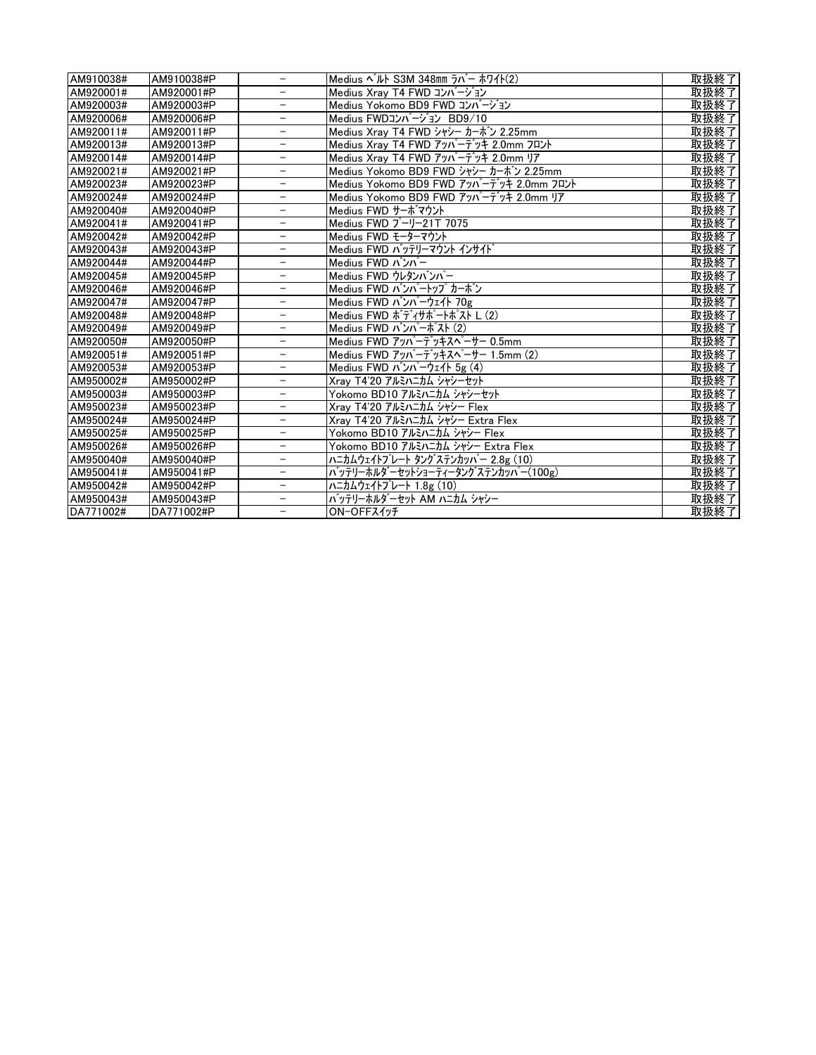| | | | | |
|---|---|---|---|---|
| AM910038# | AM910038#P | － | Medius ﾍﾞﾙﾄ S3M 348mm ﾗﾊﾞｰ ﾎﾜｲﾄ(2) | 取扱終了 |
| AM920001# | AM920001#P | － | Medius Xray T4 FWD ｺﾝﾊﾞｰｼﾞｮﾝ | 取扱終了 |
| AM920003# | AM920003#P | － | Medius Yokomo BD9 FWD ｺﾝﾊﾞｰｼﾞｮﾝ | 取扱終了 |
| AM920006# | AM920006#P | － | Medius FWDｺﾝﾊﾞｰｼﾞｮﾝ BD9/10 | 取扱終了 |
| AM920011# | AM920011#P | － | Medius Xray T4 FWD ｼｬｼｰ ｶｰﾎﾞﾝ 2.25mm | 取扱終了 |
| AM920013# | AM920013#P | － | Medius Xray T4 FWD ｱｯﾊﾟｰﾃﾞｯｷ 2.0mm ﾌﾛﾝﾄ | 取扱終了 |
| AM920014# | AM920014#P | － | Medius Xray T4 FWD ｱｯﾊﾟｰﾃﾞｯｷ 2.0mm ﾘｱ | 取扱終了 |
| AM920021# | AM920021#P | － | Medius Yokomo BD9 FWD ｼｬｼｰ ｶｰﾎﾞﾝ 2.25mm | 取扱終了 |
| AM920023# | AM920023#P | － | Medius Yokomo BD9 FWD ｱｯﾊﾟｰﾃﾞｯｷ 2.0mm ﾌﾛﾝﾄ | 取扱終了 |
| AM920024# | AM920024#P | － | Medius Yokomo BD9 FWD ｱｯﾊﾟｰﾃﾞｯｷ 2.0mm ﾘｱ | 取扱終了 |
| AM920040# | AM920040#P | － | Medius FWD ｻｰﾎﾞﾏｳﾝﾄ | 取扱終了 |
| AM920041# | AM920041#P | － | Medius FWD ﾌﾟｰﾘｰ21T 7075 | 取扱終了 |
| AM920042# | AM920042#P | － | Medius FWD ﾓｰﾀｰﾏｳﾝﾄ | 取扱終了 |
| AM920043# | AM920043#P | － | Medius FWD ﾊﾞｯﾃﾘｰﾏｳﾝﾄ ｲﾝｻｲﾄﾞ | 取扱終了 |
| AM920044# | AM920044#P | － | Medius FWD ﾊﾞﾝﾊﾟｰ | 取扱終了 |
| AM920045# | AM920045#P | － | Medius FWD ｳﾚﾀﾝﾊﾞﾝﾊﾟｰ | 取扱終了 |
| AM920046# | AM920046#P | － | Medius FWD ﾊﾞﾝﾊﾟｰﾄｯﾌﾟ ｶｰﾎﾞﾝ | 取扱終了 |
| AM920047# | AM920047#P | － | Medius FWD ﾊﾞﾝﾊﾟｰｳｪｲﾄ 70g | 取扱終了 |
| AM920048# | AM920048#P | － | Medius FWD ﾎﾞﾃﾞｨｻﾎﾟｰﾄﾎﾟｽﾄ L (2) | 取扱終了 |
| AM920049# | AM920049#P | － | Medius FWD ﾊﾞﾝﾊﾟｰﾎﾟｽﾄ (2) | 取扱終了 |
| AM920050# | AM920050#P | － | Medius FWD ｱｯﾊﾟｰﾃﾞｯｷｽﾍﾟｰｻｰ 0.5mm | 取扱終了 |
| AM920051# | AM920051#P | － | Medius FWD ｱｯﾊﾟｰﾃﾞｯｷｽﾍﾟｰｻｰ 1.5mm (2) | 取扱終了 |
| AM920053# | AM920053#P | － | Medius FWD ﾊﾞﾝﾊﾟｰｳｪｲﾄ 5g (4) | 取扱終了 |
| AM950002# | AM950002#P | － | Xray T4'20 ｱﾙﾐﾊﾆｶﾑ ｼｬｼｰｾｯﾄ | 取扱終了 |
| AM950003# | AM950003#P | － | Yokomo BD10 ｱﾙﾐﾊﾆｶﾑ ｼｬｼｰｾｯﾄ | 取扱終了 |
| AM950023# | AM950023#P | － | Xray T4'20 ｱﾙﾐﾊﾆｶﾑ ｼｬｼｰ Flex | 取扱終了 |
| AM950024# | AM950024#P | － | Xray T4'20 ｱﾙﾐﾊﾆｶﾑ ｼｬｼｰ Extra Flex | 取扱終了 |
| AM950025# | AM950025#P | － | Yokomo BD10 ｱﾙﾐﾊﾆｶﾑ ｼｬｼｰ Flex | 取扱終了 |
| AM950026# | AM950026#P | － | Yokomo BD10 ｱﾙﾐﾊﾆｶﾑ ｼｬｼｰ Extra Flex | 取扱終了 |
| AM950040# | AM950040#P | － | ﾊﾆｶﾑｳｪｲﾄﾌﾟﾚｰﾄ ﾀﾝｸﾞｽﾃﾝｶｯﾊﾟｰ 2.8g (10) | 取扱終了 |
| AM950041# | AM950041#P | － | ﾊﾞｯﾃﾘｰﾎﾙﾀﾞｰｾｯﾄｼｮｰﾃｨｰﾀﾝｸﾞｽﾃﾝｶｯﾊﾟｰ(100g) | 取扱終了 |
| AM950042# | AM950042#P | － | ﾊﾆｶﾑｳｪｲﾄﾌﾟﾚｰﾄ 1.8g (10) | 取扱終了 |
| AM950043# | AM950043#P | － | ﾊﾞｯﾃﾘｰﾎﾙﾀﾞｰｾｯﾄ AM ﾊﾆｶﾑ ｼｬｼｰ | 取扱終了 |
| DA771002# | DA771002#P | － | ON-OFFｽｲｯﾁ | 取扱終了 |